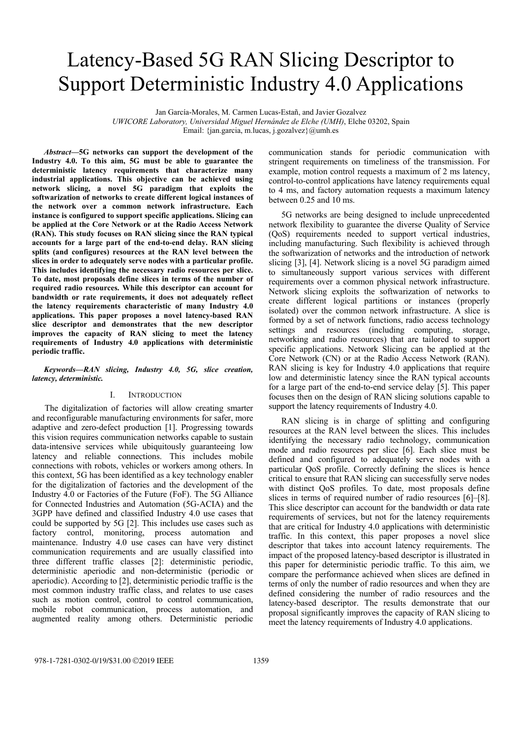# Latency-Based 5G RAN Slicing Descriptor to Support Deterministic Industry 4.0 Applications

Jan García-Morales, M. Carmen Lucas-Estañ, and Javier Gozalvez
*UWICORE Laboratory, Universidad Miguel Hernández de Elche (UMH)*, Elche 03202, Spain
Email: {jan.garcia, m.lucas, j.gozalvez}@umh.es

***Abstract*—5G networks can support the development of the Industry 4.0. To this aim, 5G must be able to guarantee the deterministic latency requirements that characterize many industrial applications. This objective can be achieved using network slicing, a novel 5G paradigm that exploits the softwarization of networks to create different logical instances of the network over a common network infrastructure. Each instance is configured to support specific applications. Slicing can be applied at the Core Network or at the Radio Access Network (RAN). This study focuses on RAN slicing since the RAN typical accounts for a large part of the end-to-end delay. RAN slicing splits (and configures) resources at the RAN level between the slices in order to adequately serve nodes with a particular profile. This includes identifying the necessary radio resources per slice. To date, most proposals define slices in terms of the number of required radio resources. While this descriptor can account for bandwidth or rate requirements, it does not adequately reflect the latency requirements characteristic of many Industry 4.0 applications. This paper proposes a novel latency-based RAN slice descriptor and demonstrates that the new descriptor improves the capacity of RAN slicing to meet the latency requirements of Industry 4.0 applications with deterministic periodic traffic.**

***Keywords*—RAN slicing, Industry 4.0, 5G, slice creation, latency, deterministic.**

## I. Introduction

The digitalization of factories will allow creating smarter and reconfigurable manufacturing environments for safer, more adaptive and zero-defect production [1]. Progressing towards this vision requires communication networks capable to sustain data-intensive services while ubiquitously guaranteeing low latency and reliable connections. This includes mobile connections with robots, vehicles or workers among others. In this context, 5G has been identified as a key technology enabler for the digitalization of factories and the development of the Industry 4.0 or Factories of the Future (FoF). The 5G Alliance for Connected Industries and Automation (5G-ACIA) and the 3GPP have defined and classified Industry 4.0 use cases that could be supported by 5G [2]. This includes use cases such as factory control, monitoring, process automation and maintenance. Industry 4.0 use cases can have very distinct communication requirements and are usually classified into three different traffic classes [2]: deterministic periodic, deterministic aperiodic and non-deterministic (periodic or aperiodic). According to [2], deterministic periodic traffic is the most common industry traffic class, and relates to use cases such as motion control, control to control communication, mobile robot communication, process automation, and augmented reality among others. Deterministic periodic communication stands for periodic communication with stringent requirements on timeliness of the transmission. For example, motion control requests a maximum of 2 ms latency, control-to-control applications have latency requirements equal to 4 ms, and factory automation requests a maximum latency between 0.25 and 10 ms.

5G networks are being designed to include unprecedented network flexibility to guarantee the diverse Quality of Service (QoS) requirements needed to support vertical industries, including manufacturing. Such flexibility is achieved through the softwarization of networks and the introduction of network slicing [3], [4]. Network slicing is a novel 5G paradigm aimed to simultaneously support various services with different requirements over a common physical network infrastructure. Network slicing exploits the softwarization of networks to create different logical partitions or instances (properly isolated) over the common network infrastructure. A slice is formed by a set of network functions, radio access technology settings and resources (including computing, storage, networking and radio resources) that are tailored to support specific applications. Network Slicing can be applied at the Core Network (CN) or at the Radio Access Network (RAN). RAN slicing is key for Industry 4.0 applications that require low and deterministic latency since the RAN typical accounts for a large part of the end-to-end service delay [5]. This paper focuses then on the design of RAN slicing solutions capable to support the latency requirements of Industry 4.0.

RAN slicing is in charge of splitting and configuring resources at the RAN level between the slices. This includes identifying the necessary radio technology, communication mode and radio resources per slice [6]. Each slice must be defined and configured to adequately serve nodes with a particular QoS profile. Correctly defining the slices is hence critical to ensure that RAN slicing can successfully serve nodes with distinct QoS profiles. To date, most proposals define slices in terms of required number of radio resources [6]–[8]. This slice descriptor can account for the bandwidth or data rate requirements of services, but not for the latency requirements that are critical for Industry 4.0 applications with deterministic traffic. In this context, this paper proposes a novel slice descriptor that takes into account latency requirements. The impact of the proposed latency-based descriptor is illustrated in this paper for deterministic periodic traffic. To this aim, we compare the performance achieved when slices are defined in terms of only the number of radio resources and when they are defined considering the number of radio resources and the latency-based descriptor. The results demonstrate that our proposal significantly improves the capacity of RAN slicing to meet the latency requirements of Industry 4.0 applications.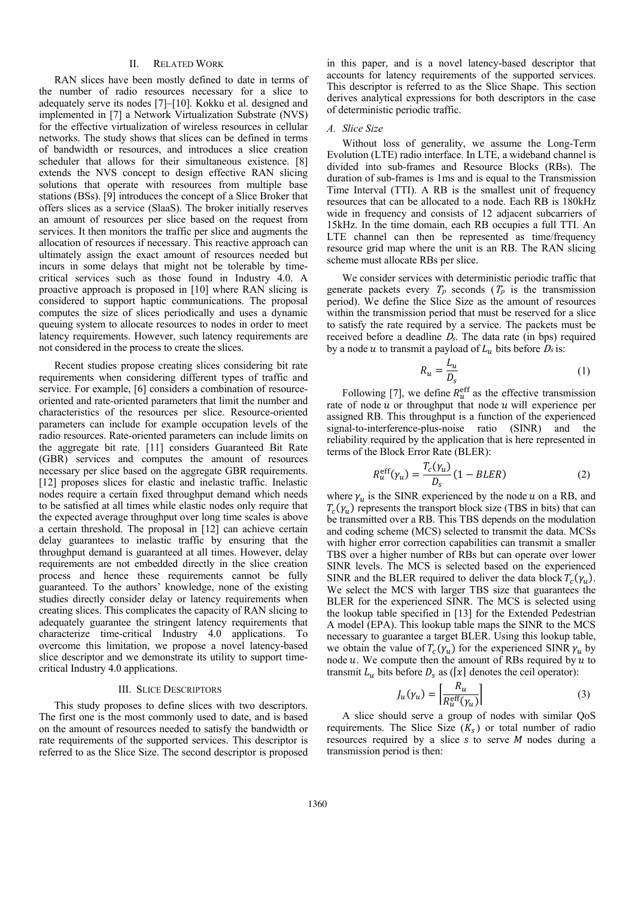## II. Related Work

RAN slices have been mostly defined to date in terms of the number of radio resources necessary for a slice to adequately serve its nodes [7]–[10]. Kokku et al. designed and implemented in [7] a Network Virtualization Substrate (NVS) for the effective virtualization of wireless resources in cellular networks. The study shows that slices can be defined in terms of bandwidth or resources, and introduces a slice creation scheduler that allows for their simultaneous existence. [8] extends the NVS concept to design effective RAN slicing solutions that operate with resources from multiple base stations (BSs). [9] introduces the concept of a Slice Broker that offers slices as a service (SlaaS). The broker initially reserves an amount of resources per slice based on the request from services. It then monitors the traffic per slice and augments the allocation of resources if necessary. This reactive approach can ultimately assign the exact amount of resources needed but incurs in some delays that might not be tolerable by time-critical services such as those found in Industry 4.0. A proactive approach is proposed in [10] where RAN slicing is considered to support haptic communications. The proposal computes the size of slices periodically and uses a dynamic queuing system to allocate resources to nodes in order to meet latency requirements. However, such latency requirements are not considered in the process to create the slices.

Recent studies propose creating slices considering bit rate requirements when considering different types of traffic and service. For example, [6] considers a combination of resource-oriented and rate-oriented parameters that limit the number and characteristics of the resources per slice. Resource-oriented parameters can include for example occupation levels of the radio resources. Rate-oriented parameters can include limits on the aggregate bit rate. [11] considers Guaranteed Bit Rate (GBR) services and computes the amount of resources necessary per slice based on the aggregate GBR requirements. [12] proposes slices for elastic and inelastic traffic. Inelastic nodes require a certain fixed throughput demand which needs to be satisfied at all times while elastic nodes only require that the expected average throughput over long time scales is above a certain threshold. The proposal in [12] can achieve certain delay guarantees to inelastic traffic by ensuring that the throughput demand is guaranteed at all times. However, delay requirements are not embedded directly in the slice creation process and hence these requirements cannot be fully guaranteed. To the authors' knowledge, none of the existing studies directly consider delay or latency requirements when creating slices. This complicates the capacity of RAN slicing to adequately guarantee the stringent latency requirements that characterize time-critical Industry 4.0 applications. To overcome this limitation, we propose a novel latency-based slice descriptor and we demonstrate its utility to support time-critical Industry 4.0 applications.

## III. Slice Descriptors

This study proposes to define slices with two descriptors. The first one is the most commonly used to date, and is based on the amount of resources needed to satisfy the bandwidth or rate requirements of the supported services. This descriptor is referred to as the Slice Size. The second descriptor is proposed in this paper, and is a novel latency-based descriptor that accounts for latency requirements of the supported services. This descriptor is referred to as the Slice Shape. This section derives analytical expressions for both descriptors in the case of deterministic periodic traffic.

### *A. Slice Size*

Without loss of generality, we assume the Long-Term Evolution (LTE) radio interface. In LTE, a wideband channel is divided into sub-frames and Resource Blocks (RBs). The duration of sub-frames is 1ms and is equal to the Transmission Time Interval (TTI). A RB is the smallest unit of frequency resources that can be allocated to a node. Each RB is 180kHz wide in frequency and consists of 12 adjacent subcarriers of 15kHz. In the time domain, each RB occupies a full TTI. An LTE channel can then be represented as time/frequency resource grid map where the unit is an RB. The RAN slicing scheme must allocate RBs per slice.

We consider services with deterministic periodic traffic that generate packets every $T_p$ seconds ($T_p$ is the transmission period). We define the Slice Size as the amount of resources within the transmission period that must be reserved for a slice to satisfy the rate required by a service. The packets must be received before a deadline $D_s$. The data rate (in bps) required by a node $u$ to transmit a payload of $L_u$ bits before $D_s$ is:

$$R_u = \frac{L_u}{D_s} \tag{1}$$

Following [7], we define $R_u^{\text{eff}}$ as the effective transmission rate of node $u$ or throughput that node $u$ will experience per assigned RB. This throughput is a function of the experienced signal-to-interference-plus-noise ratio (SINR) and the reliability required by the application that is here represented in terms of the Block Error Rate (BLER):

$$R_u^{\text{eff}}(\gamma_u) = \frac{T_c(\gamma_u)}{D_s}(1 - BLER) \tag{2}$$

where $\gamma_u$ is the SINR experienced by the node $u$ on a RB, and $T_c(\gamma_u)$ represents the transport block size (TBS in bits) that can be transmitted over a RB. This TBS depends on the modulation and coding scheme (MCS) selected to transmit the data. MCSs with higher error correction capabilities can transmit a smaller TBS over a higher number of RBs but can operate over lower SINR levels. The MCS is selected based on the experienced SINR and the BLER required to deliver the data block $T_c(\gamma_u)$. We select the MCS with larger TBS size that guarantees the BLER for the experienced SINR. The MCS is selected using the lookup table specified in [13] for the Extended Pedestrian A model (EPA). This lookup table maps the SINR to the MCS necessary to guarantee a target BLER. Using this lookup table, we obtain the value of $T_c(\gamma_u)$ for the experienced SINR $\gamma_u$ by node $u$. We compute then the amount of RBs required by $u$ to transmit $L_u$ bits before $D_s$ as ($\lceil x \rceil$ denotes the ceil operator):

$$J_u(\gamma_u) = \left\lceil \frac{R_u}{R_u^{\text{eff}}(\gamma_u)} \right\rceil \tag{3}$$

A slice should serve a group of nodes with similar QoS requirements. The Slice Size ($K_s$) or total number of radio resources required by a slice $s$ to serve $M$ nodes during a transmission period is then: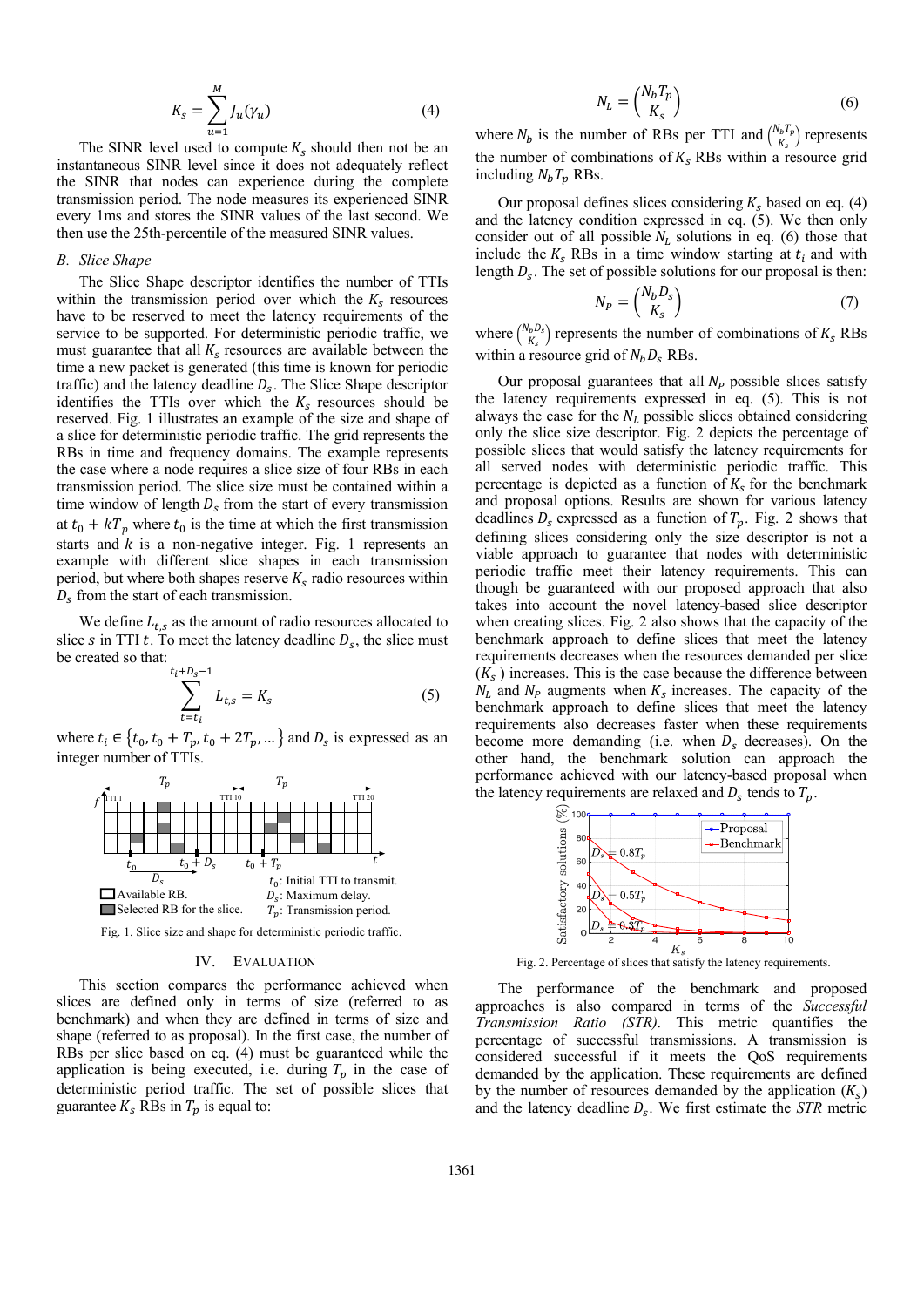$$K_s = \sum_{u=1}^{M} J_u(\gamma_u) \tag{4}$$

The SINR level used to compute $K_s$ should then not be an instantaneous SINR level since it does not adequately reflect the SINR that nodes can experience during the complete transmission period. The node measures its experienced SINR every 1ms and stores the SINR values of the last second. We then use the 25th-percentile of the measured SINR values.

### B. Slice Shape

The Slice Shape descriptor identifies the number of TTIs within the transmission period over which the $K_s$ resources have to be reserved to meet the latency requirements of the service to be supported. For deterministic periodic traffic, we must guarantee that all $K_s$ resources are available between the time a new packet is generated (this time is known for periodic traffic) and the latency deadline $D_s$. The Slice Shape descriptor identifies the TTIs over which the $K_s$ resources should be reserved. Fig. 1 illustrates an example of the size and shape of a slice for deterministic periodic traffic. The grid represents the RBs in time and frequency domains. The example represents the case where a node requires a slice size of four RBs in each transmission period. The slice size must be contained within a time window of length $D_s$ from the start of every transmission at $t_0 + kT_p$ where $t_0$ is the time at which the first transmission starts and $k$ is a non-negative integer. Fig. 1 represents an example with different slice shapes in each transmission period, but where both shapes reserve $K_s$ radio resources within $D_s$ from the start of each transmission.

We define $L_{t,s}$ as the amount of radio resources allocated to slice $s$ in TTI $t$. To meet the latency deadline $D_s$, the slice must be created so that:

$$\sum_{t=t_i}^{t_i+D_s-1} L_{t,s} = K_s \tag{5}$$

where $t_i \in \{t_0, t_0 + T_p, t_0 + 2T_p, \dots\}$ and $D_s$ is expressed as an integer number of TTIs.

Fig. 1. Slice size and shape for deterministic periodic traffic.

## IV. Evaluation

This section compares the performance achieved when slices are defined only in terms of size (referred to as benchmark) and when they are defined in terms of size and shape (referred to as proposal). In the first case, the number of RBs per slice based on eq. (4) must be guaranteed while the application is being executed, i.e. during $T_p$ in the case of deterministic period traffic. The set of possible slices that guarantee $K_s$ RBs in $T_p$ is equal to:

$$N_L = \binom{N_b T_p}{K_s} \tag{6}$$

where $N_b$ is the number of RBs per TTI and $\binom{N_b T_p}{K_s}$ represents the number of combinations of $K_s$ RBs within a resource grid including $N_b T_p$ RBs.

Our proposal defines slices considering $K_s$ based on eq. (4) and the latency condition expressed in eq. (5). We then only consider out of all possible $N_L$ solutions in eq. (6) those that include the $K_s$ RBs in a time window starting at $t_i$ and with length $D_s$. The set of possible solutions for our proposal is then:

$$N_P = \binom{N_b D_s}{K_s} \tag{7}$$

where $\binom{N_b D_s}{K_s}$ represents the number of combinations of $K_s$ RBs within a resource grid of $N_b D_s$ RBs.

Our proposal guarantees that all $N_P$ possible slices satisfy the latency requirements expressed in eq. (5). This is not always the case for the $N_L$ possible slices obtained considering only the slice size descriptor. Fig. 2 depicts the percentage of possible slices that would satisfy the latency requirements for all served nodes with deterministic periodic traffic. This percentage is depicted as a function of $K_s$ for the benchmark and proposal options. Results are shown for various latency deadlines $D_s$ expressed as a function of $T_p$. Fig. 2 shows that defining slices considering only the size descriptor is not a viable approach to guarantee that nodes with deterministic periodic traffic meet their latency requirements. This can though be guaranteed with our proposed approach that also takes into account the novel latency-based slice descriptor when creating slices. Fig. 2 also shows that the capacity of the benchmark approach to define slices that meet the latency requirements decreases when the resources demanded per slice ($K_s$) increases. This is the case because the difference between $N_L$ and $N_P$ augments when $K_s$ increases. The capacity of the benchmark approach to define slices that meet the latency requirements also decreases faster when these requirements become more demanding (i.e. when $D_s$ decreases). On the other hand, the benchmark solution can approach the performance achieved with our latency-based proposal when the latency requirements are relaxed and $D_s$ tends to $T_p$.

Fig. 2. Percentage of slices that satisfy the latency requirements.

The performance of the benchmark and proposed approaches is also compared in terms of the *Successful Transmission Ratio (STR)*. This metric quantifies the percentage of successful transmissions. A transmission is considered successful if it meets the QoS requirements demanded by the application. These requirements are defined by the number of resources demanded by the application ($K_s$) and the latency deadline $D_s$. We first estimate the *STR* metric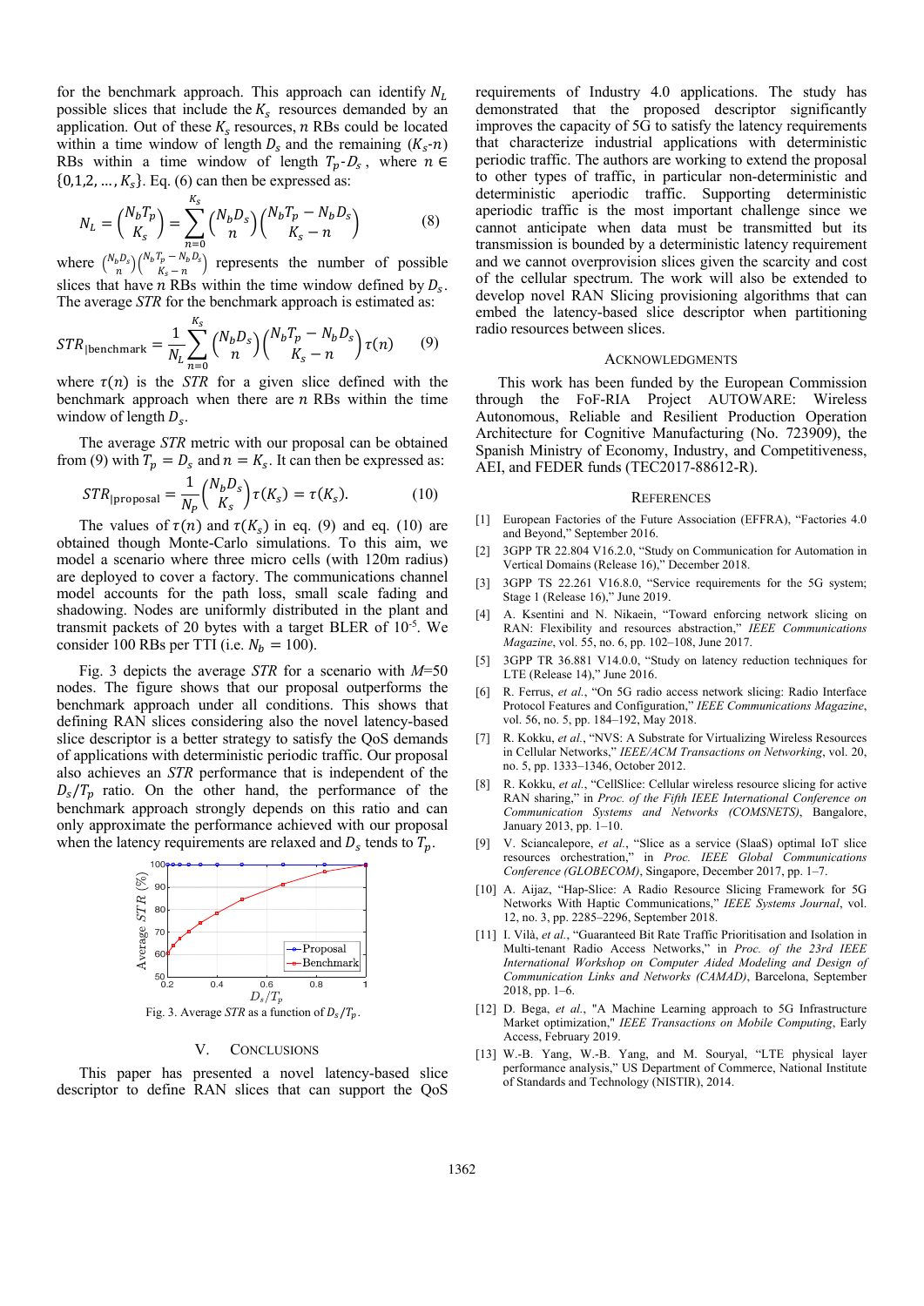for the benchmark approach. This approach can identify $N_L$ possible slices that include the $K_s$ resources demanded by an application. Out of these $K_s$ resources, $n$ RBs could be located within a time window of length $D_s$ and the remaining ($K_s$-$n$) RBs within a time window of length $T_p$-$D_s$, where $n \in \{0,1,2,\ldots,K_s\}$. Eq. (6) can then be expressed as:

$$N_L = \binom{N_b T_p}{K_s} = \sum_{n=0}^{K_s} \binom{N_b D_s}{n} \binom{N_b T_p - N_b D_s}{K_s - n} \tag{8}$$

where $\binom{N_b D_s}{n}\binom{N_b T_p - N_b D_s}{K_s - n}$ represents the number of possible slices that have $n$ RBs within the time window defined by $D_s$. The average *STR* for the benchmark approach is estimated as:

$$STR_{|\text{benchmark}} = \frac{1}{N_L} \sum_{n=0}^{K_s} \binom{N_b D_s}{n} \binom{N_b T_p - N_b D_s}{K_s - n} \tau(n) \tag{9}$$

where $\tau(n)$ is the *STR* for a given slice defined with the benchmark approach when there are $n$ RBs within the time window of length $D_s$.

The average *STR* metric with our proposal can be obtained from (9) with $T_p = D_s$ and $n = K_s$. It can then be expressed as:

$$STR_{|\text{proposal}} = \frac{1}{N_P} \binom{N_b D_s}{K_s} \tau(K_s) = \tau(K_s). \tag{10}$$

The values of $\tau(n)$ and $\tau(K_s)$ in eq. (9) and eq. (10) are obtained though Monte-Carlo simulations. To this aim, we model a scenario where three micro cells (with 120m radius) are deployed to cover a factory. The communications channel model accounts for the path loss, small scale fading and shadowing. Nodes are uniformly distributed in the plant and transmit packets of 20 bytes with a target BLER of $10^{-5}$. We consider 100 RBs per TTI (i.e. $N_b = 100$).

Fig. 3 depicts the average *STR* for a scenario with $M$=50 nodes. The figure shows that our proposal outperforms the benchmark approach under all conditions. This shows that defining RAN slices considering also the novel latency-based slice descriptor is a better strategy to satisfy the QoS demands of applications with deterministic periodic traffic. Our proposal also achieves an *STR* performance that is independent of the $D_s/T_p$ ratio. On the other hand, the performance of the benchmark approach strongly depends on this ratio and can only approximate the performance achieved with our proposal when the latency requirements are relaxed and $D_s$ tends to $T_p$.

Average STR (%)
100
90
80
70
60
50
0.2
0.4
0.6
0.8
1
$D_s/T_p$
Proposal
Benchmark

Fig. 3. Average *STR* as a function of $D_s/T_p$.

## V. Conclusions

This paper has presented a novel latency-based slice descriptor to define RAN slices that can support the QoS requirements of Industry 4.0 applications. The study has demonstrated that the proposed descriptor significantly improves the capacity of 5G to satisfy the latency requirements that characterize industrial applications with deterministic periodic traffic. The authors are working to extend the proposal to other types of traffic, in particular non-deterministic and deterministic aperiodic traffic. Supporting deterministic aperiodic traffic is the most important challenge since we cannot anticipate when data must be transmitted but its transmission is bounded by a deterministic latency requirement and we cannot overprovision slices given the scarcity and cost of the cellular spectrum. The work will also be extended to develop novel RAN Slicing provisioning algorithms that can embed the latency-based slice descriptor when partitioning radio resources between slices.

## Acknowledgments

This work has been funded by the European Commission through the FoF-RIA Project AUTOWARE: Wireless Autonomous, Reliable and Resilient Production Operation Architecture for Cognitive Manufacturing (No. 723909), the Spanish Ministry of Economy, Industry, and Competitiveness, AEI, and FEDER funds (TEC2017-88612-R).

## References

[1] European Factories of the Future Association (EFFRA), "Factories 4.0 and Beyond," September 2016.

[2] 3GPP TR 22.804 V16.2.0, "Study on Communication for Automation in Vertical Domains (Release 16)," December 2018.

[3] 3GPP TS 22.261 V16.8.0, "Service requirements for the 5G system; Stage 1 (Release 16)," June 2019.

[4] A. Ksentini and N. Nikaein, "Toward enforcing network slicing on RAN: Flexibility and resources abstraction," *IEEE Communications Magazine*, vol. 55, no. 6, pp. 102–108, June 2017.

[5] 3GPP TR 36.881 V14.0.0, "Study on latency reduction techniques for LTE (Release 14)," June 2016.

[6] R. Ferrus, *et al.*, "On 5G radio access network slicing: Radio Interface Protocol Features and Configuration," *IEEE Communications Magazine*, vol. 56, no. 5, pp. 184–192, May 2018.

[7] R. Kokku, *et al.*, "NVS: A Substrate for Virtualizing Wireless Resources in Cellular Networks," *IEEE/ACM Transactions on Networking*, vol. 20, no. 5, pp. 1333–1346, October 2012.

[8] R. Kokku, *et al.*, "CellSlice: Cellular wireless resource slicing for active RAN sharing," in *Proc. of the Fifth IEEE International Conference on Communication Systems and Networks (COMSNETS)*, Bangalore, January 2013, pp. 1–10.

[9] V. Sciancalepore, *et al.*, "Slice as a service (SlaaS) optimal IoT slice resources orchestration," in *Proc. IEEE Global Communications Conference (GLOBECOM)*, Singapore, December 2017, pp. 1–7.

[10] A. Aijaz, "Hap-Slice: A Radio Resource Slicing Framework for 5G Networks With Haptic Communications," *IEEE Systems Journal*, vol. 12, no. 3, pp. 2285–2296, September 2018.

[11] I. Vilà, *et al.*, "Guaranteed Bit Rate Traffic Prioritisation and Isolation in Multi-tenant Radio Access Networks," in *Proc. of the 23rd IEEE International Workshop on Computer Aided Modeling and Design of Communication Links and Networks (CAMAD)*, Barcelona, September 2018, pp. 1–6.

[12] D. Bega, *et al.*, "A Machine Learning approach to 5G Infrastructure Market optimization," *IEEE Transactions on Mobile Computing*, Early Access, February 2019.

[13] W.-B. Yang, W.-B. Yang, and M. Souryal, "LTE physical layer performance analysis," US Department of Commerce, National Institute of Standards and Technology (NISTIR), 2014.